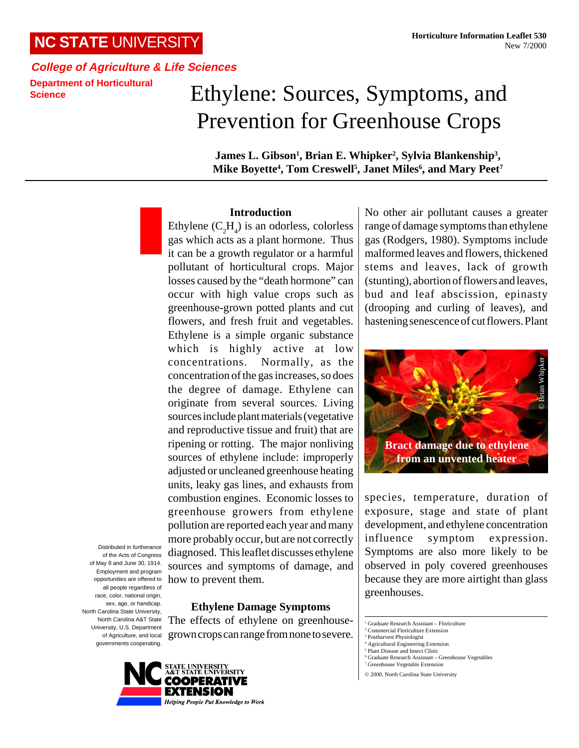NC STATE UNIVERSITY

*College of Agriculture & Life Sciences*

Department of Horticultural Science

**Horticulture Information Leaflet 530**
New 7/2000

# Ethylene: Sources, Symptoms, and Prevention for Greenhouse Crops

**James L. Gibson[1], Brian E. Whipker[2], Sylvia Blankenship[3], Mike Boyette[4], Tom Creswell[5], Janet Miles[6], and Mary Peet[7]**

## Introduction

Ethylene ($C_2H_4$) is an odorless, colorless gas which acts as a plant hormone. Thus it can be a growth regulator or a harmful pollutant of horticultural crops. Major losses caused by the "death hormone" can occur with high value crops such as greenhouse-grown potted plants and cut flowers, and fresh fruit and vegetables. Ethylene is a simple organic substance which is highly active at low concentrations. Normally, as the concentration of the gas increases, so does the degree of damage. Ethylene can originate from several sources. Living sources include plant materials (vegetative and reproductive tissue and fruit) that are ripening or rotting. The major nonliving sources of ethylene include: improperly adjusted or uncleaned greenhouse heating units, leaky gas lines, and exhausts from combustion engines. Economic losses to greenhouse growers from ethylene pollution are reported each year and many more probably occur, but are not correctly diagnosed. This leaflet discusses ethylene sources and symptoms of damage, and how to prevent them.

## Ethylene Damage Symptoms

The effects of ethylene on greenhouse-grown crops can range from none to severe. No other air pollutant causes a greater range of damage symptoms than ethylene gas (Rodgers, 1980). Symptoms include malformed leaves and flowers, thickened stems and leaves, lack of growth (stunting), abortion of flowers and leaves, bud and leaf abscission, epinasty (drooping and curling of leaves), and hastening senescence of cut flowers. Plant species, temperature, duration of exposure, stage and state of plant development, and ethylene concentration influence symptom expression. Symptoms are also more likely to be observed in poly covered greenhouses because they are more airtight than glass greenhouses.

Bract damage due to ethylene from an unvented heater

© Brian Whipker

Distributed in furtherance of the Acts of Congress of May 8 and June 30, 1914. Employment and program opportunities are offered to all people regardless of race, color, national origin, sex, age, or handicap. North Carolina State University, North Carolina A&T State University, U.S. Department of Agriculture, and local governments cooperating.

NC STATE UNIVERSITY A&T STATE UNIVERSITY COOPERATIVE EXTENSION — *Helping People Put Knowledge to Work*

---

[1] Graduate Research Assistant – Floriculture
[2] Commercial Floriculture Extension
[3] Postharvest Physiologist
[4] Agricultural Engineering Extension
[5] Plant Disease and Insect Clinic
[6] Graduate Research Assistant – Greenhouse Vegetables
[7] Greenhouse Vegetable Extension

© 2000, North Carolina State University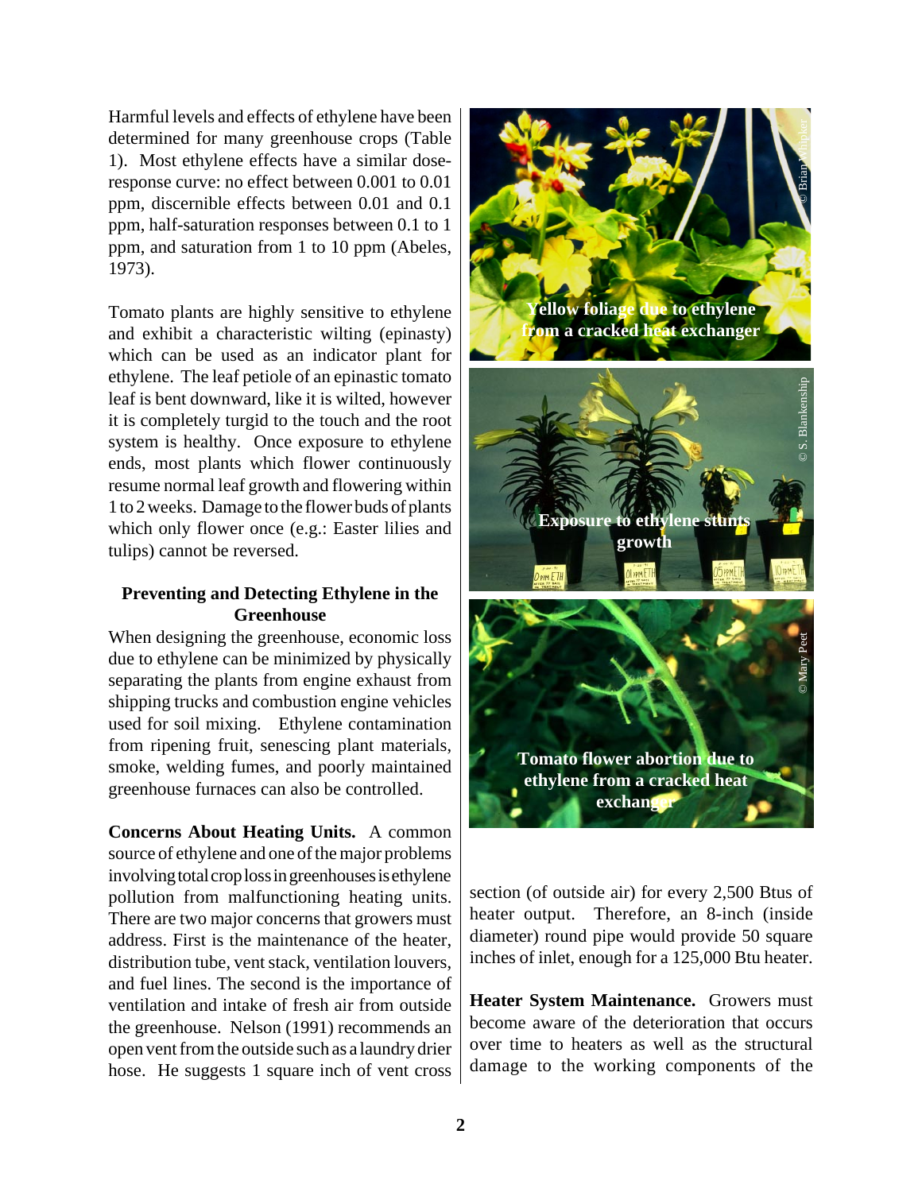Harmful levels and effects of ethylene have been determined for many greenhouse crops (Table 1). Most ethylene effects have a similar dose-response curve: no effect between 0.001 to 0.01 ppm, discernible effects between 0.01 and 0.1 ppm, half-saturation responses between 0.1 to 1 ppm, and saturation from 1 to 10 ppm (Abeles, 1973).

Tomato plants are highly sensitive to ethylene and exhibit a characteristic wilting (epinasty) which can be used as an indicator plant for ethylene. The leaf petiole of an epinastic tomato leaf is bent downward, like it is wilted, however it is completely turgid to the touch and the root system is healthy. Once exposure to ethylene ends, most plants which flower continuously resume normal leaf growth and flowering within 1 to 2 weeks. Damage to the flower buds of plants which only flower once (e.g.: Easter lilies and tulips) cannot be reversed.

## Preventing and Detecting Ethylene in the Greenhouse

When designing the greenhouse, economic loss due to ethylene can be minimized by physically separating the plants from engine exhaust from shipping trucks and combustion engine vehicles used for soil mixing. Ethylene contamination from ripening fruit, senescing plant materials, smoke, welding fumes, and poorly maintained greenhouse furnaces can also be controlled.

**Concerns About Heating Units.** A common source of ethylene and one of the major problems involving total crop loss in greenhouses is ethylene pollution from malfunctioning heating units. There are two major concerns that growers must address. First is the maintenance of the heater, distribution tube, vent stack, ventilation louvers, and fuel lines. The second is the importance of ventilation and intake of fresh air from outside the greenhouse. Nelson (1991) recommends an open vent from the outside such as a laundry drier hose. He suggests 1 square inch of vent cross section (of outside air) for every 2,500 Btus of heater output. Therefore, an 8-inch (inside diameter) round pipe would provide 50 square inches of inlet, enough for a 125,000 Btu heater.

Yellow foliage due to ethylene from a cracked heat exchanger

© Brian Whipker

Exposure to ethylene stunts growth

© S. Blankenship

Tomato flower abortion due to ethylene from a cracked heat exchanger

© Mary Peet

**Heater System Maintenance.** Growers must become aware of the deterioration that occurs over time to heaters as well as the structural damage to the working components of the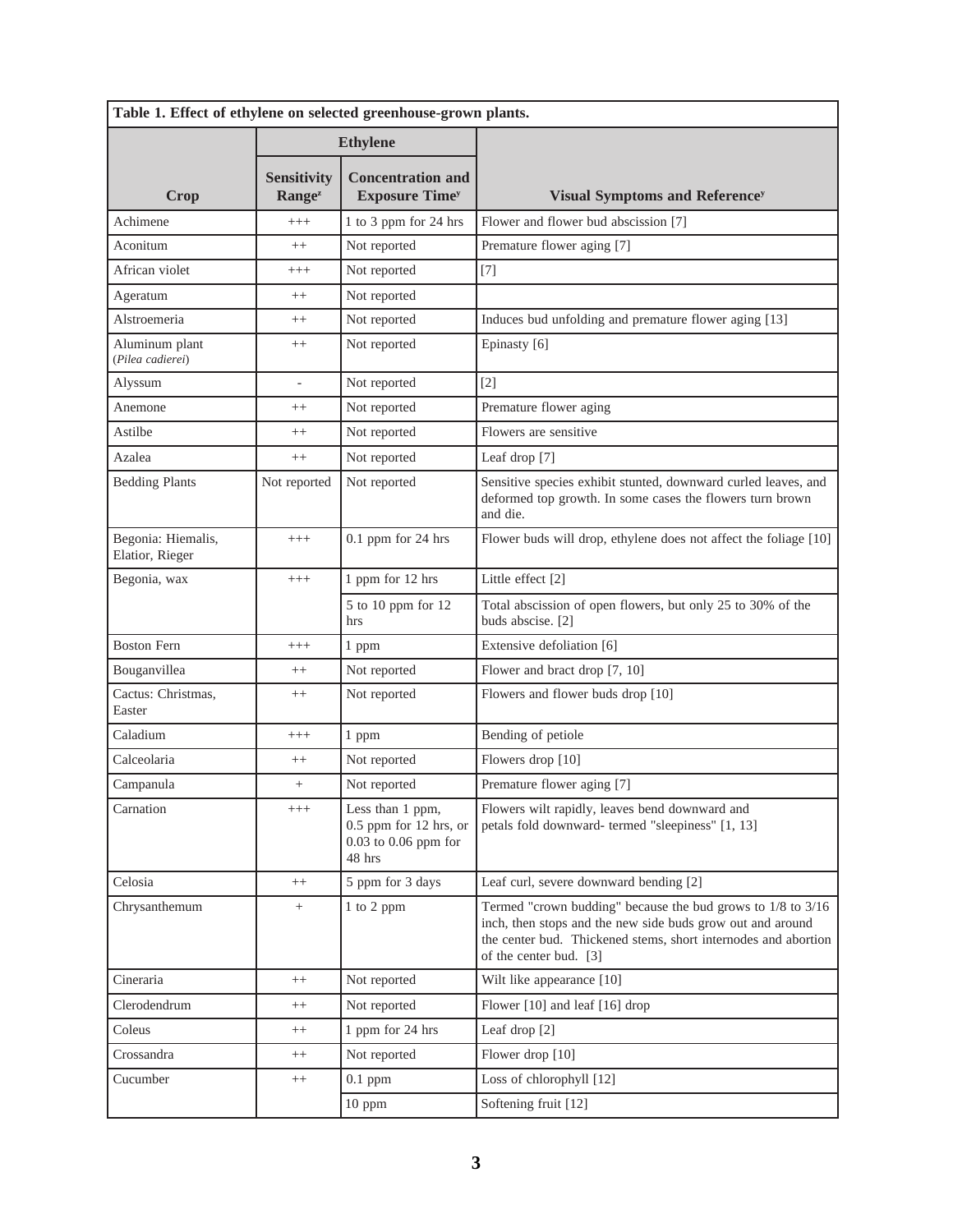| **Table 1. Effect of ethylene on selected greenhouse-grown plants.** | | | |
|---|---|---|---|
| | **Ethylene** | | |
| **Crop** | **Sensitivity Range**[z] | **Concentration and Exposure Time**[y] | **Visual Symptoms and Reference**[y] |
| Achimene | +++ | 1 to 3 ppm for 24 hrs | Flower and flower bud abscission [7] |
| Aconitum | ++ | Not reported | Premature flower aging [7] |
| African violet | +++ | Not reported | [7] |
| Ageratum | ++ | Not reported | |
| Alstroemeria | ++ | Not reported | Induces bud unfolding and premature flower aging [13] |
| Aluminum plant (*Pilea cadierei*) | ++ | Not reported | Epinasty [6] |
| Alyssum | - | Not reported | [2] |
| Anemone | ++ | Not reported | Premature flower aging |
| Astilbe | ++ | Not reported | Flowers are sensitive |
| Azalea | ++ | Not reported | Leaf drop [7] |
| Bedding Plants | Not reported | Not reported | Sensitive species exhibit stunted, downward curled leaves, and deformed top growth. In some cases the flowers turn brown and die. |
| Begonia: Hiemalis, Elatior, Rieger | +++ | 0.1 ppm for 24 hrs | Flower buds will drop, ethylene does not affect the foliage [10] |
| Begonia, wax | +++ | 1 ppm for 12 hrs | Little effect [2] |
| | | 5 to 10 ppm for 12 hrs | Total abscission of open flowers, but only 25 to 30% of the buds abscise. [2] |
| Boston Fern | +++ | 1 ppm | Extensive defoliation [6] |
| Bouganvillea | ++ | Not reported | Flower and bract drop [7, 10] |
| Cactus: Christmas, Easter | ++ | Not reported | Flowers and flower buds drop [10] |
| Caladium | +++ | 1 ppm | Bending of petiole |
| Calceolaria | ++ | Not reported | Flowers drop [10] |
| Campanula | + | Not reported | Premature flower aging [7] |
| Carnation | +++ | Less than 1 ppm, 0.5 ppm for 12 hrs, or 0.03 to 0.06 ppm for 48 hrs | Flowers wilt rapidly, leaves bend downward and petals fold downward- termed "sleepiness" [1, 13] |
| Celosia | ++ | 5 ppm for 3 days | Leaf curl, severe downward bending [2] |
| Chrysanthemum | + | 1 to 2 ppm | Termed "crown budding" because the bud grows to 1/8 to 3/16 inch, then stops and the new side buds grow out and around the center bud. Thickened stems, short internodes and abortion of the center bud. [3] |
| Cineraria | ++ | Not reported | Wilt like appearance [10] |
| Clerodendrum | ++ | Not reported | Flower [10] and leaf [16] drop |
| Coleus | ++ | 1 ppm for 24 hrs | Leaf drop [2] |
| Crossandra | ++ | Not reported | Flower drop [10] |
| Cucumber | ++ | 0.1 ppm | Loss of chlorophyll [12] |
| | | 10 ppm | Softening fruit [12] |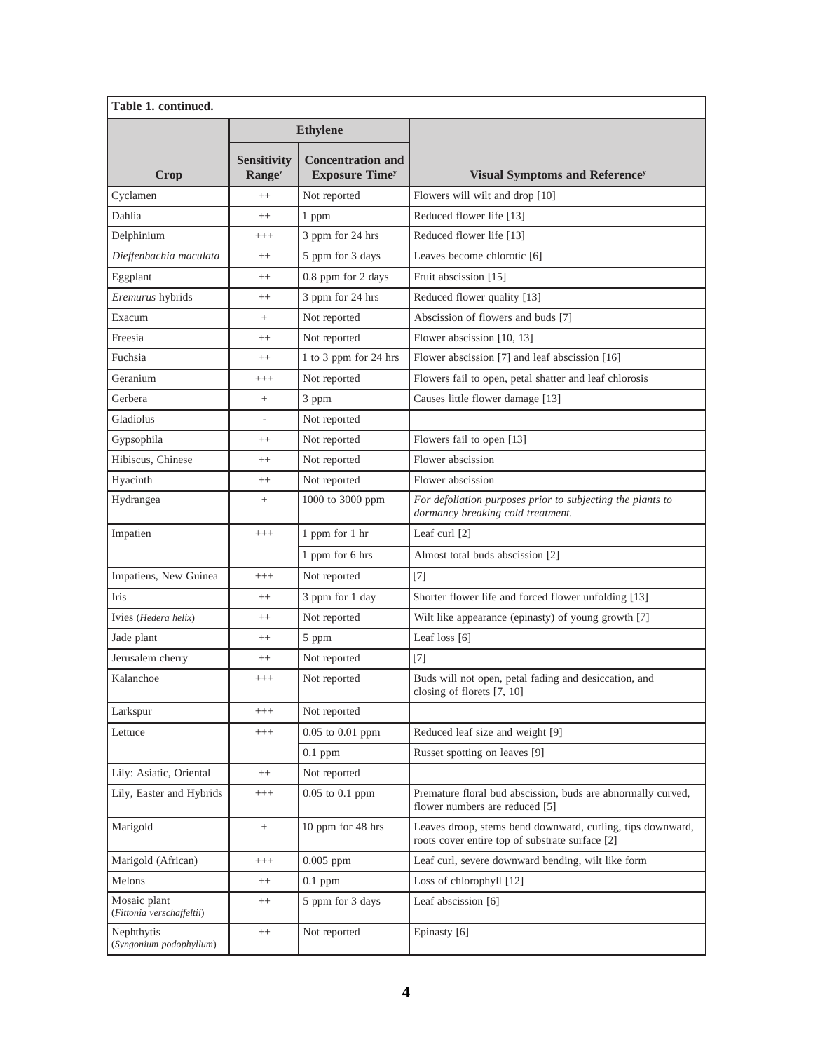| **Table 1. continued.** | | | |
|---|---|---|---|
| | **Ethylene** | | |
| **Crop** | **Sensitivity Range[z]** | **Concentration and Exposure Time[y]** | **Visual Symptoms and Reference[y]** |
| Cyclamen | ++ | Not reported | Flowers will wilt and drop [10] |
| Dahlia | ++ | 1 ppm | Reduced flower life [13] |
| Delphinium | +++ | 3 ppm for 24 hrs | Reduced flower life [13] |
| *Dieffenbachia maculata* | ++ | 5 ppm for 3 days | Leaves become chlorotic [6] |
| Eggplant | ++ | 0.8 ppm for 2 days | Fruit abscission [15] |
| *Eremurus* hybrids | ++ | 3 ppm for 24 hrs | Reduced flower quality [13] |
| Exacum | + | Not reported | Abscission of flowers and buds [7] |
| Freesia | ++ | Not reported | Flower abscission [10, 13] |
| Fuchsia | ++ | 1 to 3 ppm for 24 hrs | Flower abscission [7] and leaf abscission [16] |
| Geranium | +++ | Not reported | Flowers fail to open, petal shatter and leaf chlorosis |
| Gerbera | + | 3 ppm | Causes little flower damage [13] |
| Gladiolus | - | Not reported | |
| Gypsophila | ++ | Not reported | Flowers fail to open [13] |
| Hibiscus, Chinese | ++ | Not reported | Flower abscission |
| Hyacinth | ++ | Not reported | Flower abscission |
| Hydrangea | + | 1000 to 3000 ppm | *For defoliation purposes prior to subjecting the plants to dormancy breaking cold treatment.* |
| Impatien | +++ | 1 ppm for 1 hr | Leaf curl [2] |
| | | 1 ppm for 6 hrs | Almost total buds abscission [2] |
| Impatiens, New Guinea | +++ | Not reported | [7] |
| Iris | ++ | 3 ppm for 1 day | Shorter flower life and forced flower unfolding [13] |
| Ivies (*Hedera helix*) | ++ | Not reported | Wilt like appearance (epinasty) of young growth [7] |
| Jade plant | ++ | 5 ppm | Leaf loss [6] |
| Jerusalem cherry | ++ | Not reported | [7] |
| Kalanchoe | +++ | Not reported | Buds will not open, petal fading and desiccation, and closing of florets [7, 10] |
| Larkspur | +++ | Not reported | |
| Lettuce | +++ | 0.05 to 0.01 ppm | Reduced leaf size and weight [9] |
| | | 0.1 ppm | Russet spotting on leaves [9] |
| Lily: Asiatic, Oriental | ++ | Not reported | |
| Lily, Easter and Hybrids | +++ | 0.05 to 0.1 ppm | Premature floral bud abscission, buds are abnormally curved, flower numbers are reduced [5] |
| Marigold | + | 10 ppm for 48 hrs | Leaves droop, stems bend downward, curling, tips downward, roots cover entire top of substrate surface [2] |
| Marigold (African) | +++ | 0.005 ppm | Leaf curl, severe downward bending, wilt like form |
| Melons | ++ | 0.1 ppm | Loss of chlorophyll [12] |
| Mosaic plant (*Fittonia verschaffeltii*) | ++ | 5 ppm for 3 days | Leaf abscission [6] |
| Nephthytis (*Syngonium podophyllum*) | ++ | Not reported | Epinasty [6] |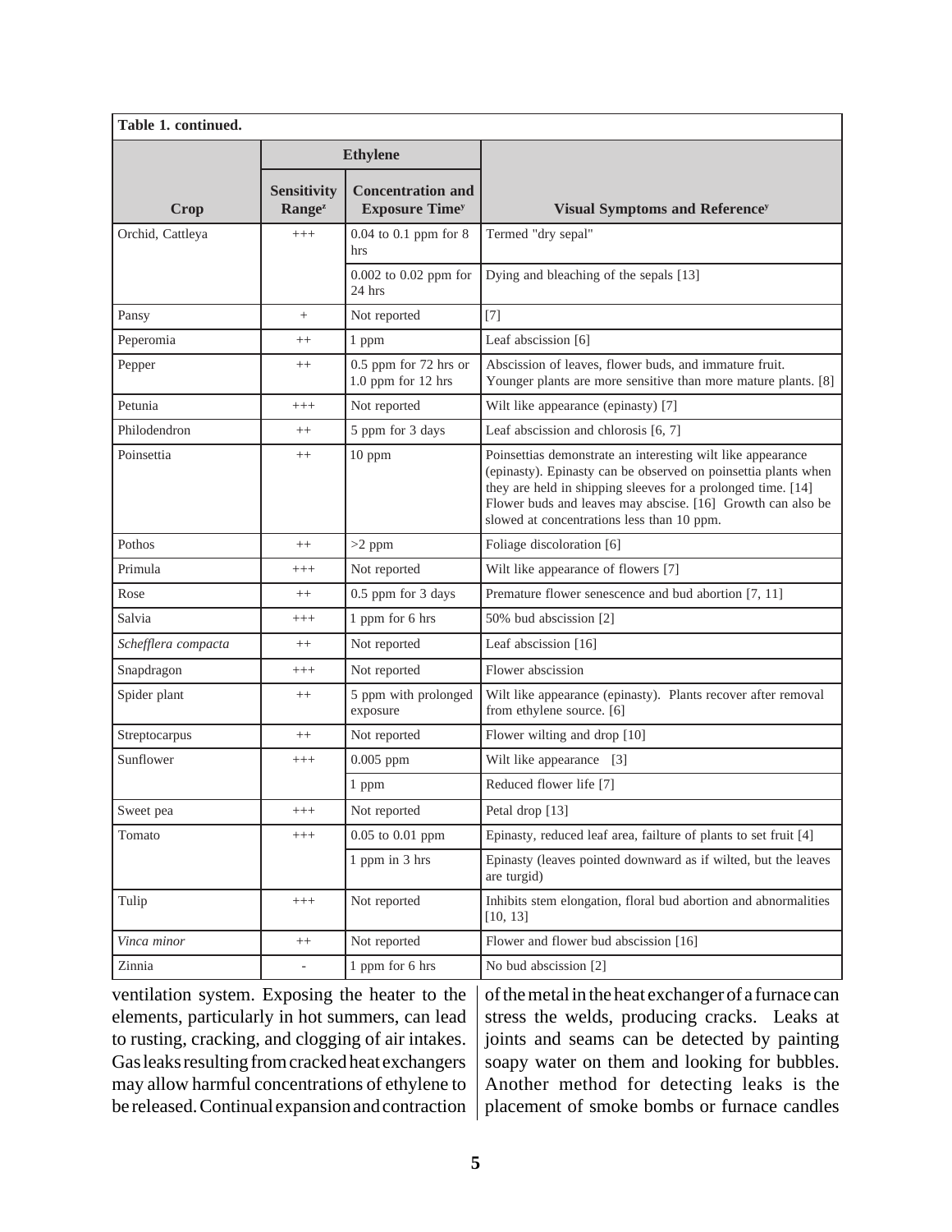**Table 1. continued.**

| Crop | Ethylene | | Visual Symptoms and Reference[y] |
|---|---|---|---|
| | Sensitivity Range[z] | Concentration and Exposure Time[y] | |
| Orchid, Cattleya | +++ | 0.04 to 0.1 ppm for 8 hrs | Termed "dry sepal" |
| | | 0.002 to 0.02 ppm for 24 hrs | Dying and bleaching of the sepals [13] |
| Pansy | + | Not reported | [7] |
| Peperomia | ++ | 1 ppm | Leaf abscission [6] |
| Pepper | ++ | 0.5 ppm for 72 hrs or 1.0 ppm for 12 hrs | Abscission of leaves, flower buds, and immature fruit. Younger plants are more sensitive than more mature plants. [8] |
| Petunia | +++ | Not reported | Wilt like appearance (epinasty) [7] |
| Philodendron | ++ | 5 ppm for 3 days | Leaf abscission and chlorosis [6, 7] |
| Poinsettia | ++ | 10 ppm | Poinsettias demonstrate an interesting wilt like appearance (epinasty). Epinasty can be observed on poinsettia plants when they are held in shipping sleeves for a prolonged time. [14] Flower buds and leaves may abscise. [16] Growth can also be slowed at concentrations less than 10 ppm. |
| Pothos | ++ | >2 ppm | Foliage discoloration [6] |
| Primula | +++ | Not reported | Wilt like appearance of flowers [7] |
| Rose | ++ | 0.5 ppm for 3 days | Premature flower senescence and bud abortion [7, 11] |
| Salvia | +++ | 1 ppm for 6 hrs | 50% bud abscission [2] |
| *Schefflera compacta* | ++ | Not reported | Leaf abscission [16] |
| Snapdragon | +++ | Not reported | Flower abscission |
| Spider plant | ++ | 5 ppm with prolonged exposure | Wilt like appearance (epinasty). Plants recover after removal from ethylene source. [6] |
| Streptocarpus | ++ | Not reported | Flower wilting and drop [10] |
| Sunflower | +++ | 0.005 ppm | Wilt like appearance [3] |
| | | 1 ppm | Reduced flower life [7] |
| Sweet pea | +++ | Not reported | Petal drop [13] |
| Tomato | +++ | 0.05 to 0.01 ppm | Epinasty, reduced leaf area, failture of plants to set fruit [4] |
| | | 1 ppm in 3 hrs | Epinasty (leaves pointed downward as if wilted, but the leaves are turgid) |
| Tulip | +++ | Not reported | Inhibits stem elongation, floral bud abortion and abnormalities [10, 13] |
| *Vinca minor* | ++ | Not reported | Flower and flower bud abscission [16] |
| Zinnia | - | 1 ppm for 6 hrs | No bud abscission [2] |

ventilation system. Exposing the heater to the elements, particularly in hot summers, can lead to rusting, cracking, and clogging of air intakes. Gas leaks resulting from cracked heat exchangers may allow harmful concentrations of ethylene to be released. Continual expansion and contraction of the metal in the heat exchanger of a furnace can stress the welds, producing cracks. Leaks at joints and seams can be detected by painting soapy water on them and looking for bubbles. Another method for detecting leaks is the placement of smoke bombs or furnace candles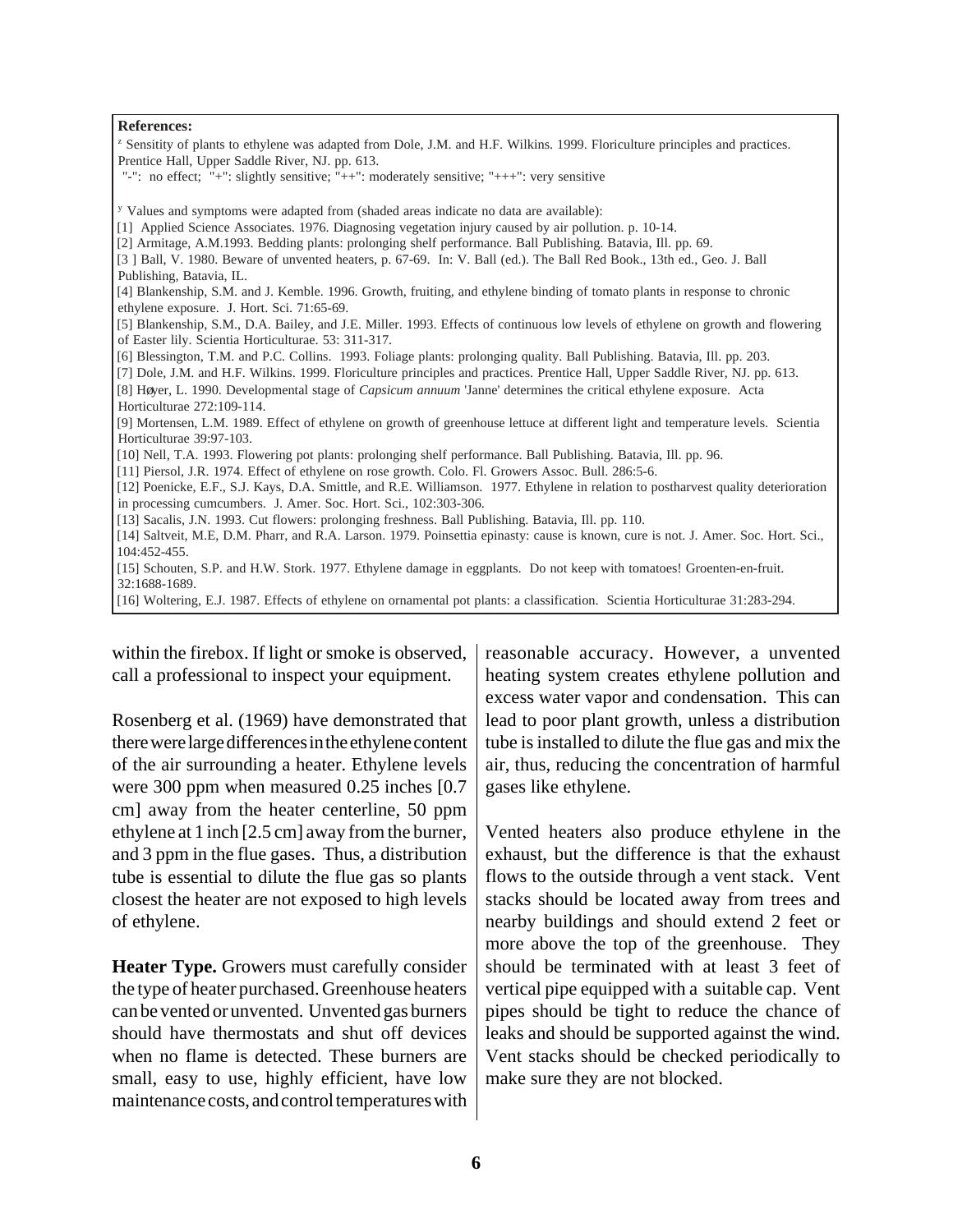**References:**

[z] Sensitity of plants to ethylene was adapted from Dole, J.M. and H.F. Wilkins. 1999. Floriculture principles and practices. Prentice Hall, Upper Saddle River, NJ. pp. 613.
"-": no effect; "+": slightly sensitive; "++": moderately sensitive; "+++": very sensitive

[y] Values and symptoms were adapted from (shaded areas indicate no data are available):

[1] Applied Science Associates. 1976. Diagnosing vegetation injury caused by air pollution. p. 10-14.
[2] Armitage, A.M.1993. Bedding plants: prolonging shelf performance. Ball Publishing. Batavia, Ill. pp. 69.
[3 ] Ball, V. 1980. Beware of unvented heaters, p. 67-69. In: V. Ball (ed.). The Ball Red Book., 13th ed., Geo. J. Ball Publishing, Batavia, IL.
[4] Blankenship, S.M. and J. Kemble. 1996. Growth, fruiting, and ethylene binding of tomato plants in response to chronic ethylene exposure. J. Hort. Sci. 71:65-69.
[5] Blankenship, S.M., D.A. Bailey, and J.E. Miller. 1993. Effects of continuous low levels of ethylene on growth and flowering of Easter lily. Scientia Horticulturae. 53: 311-317.
[6] Blessington, T.M. and P.C. Collins. 1993. Foliage plants: prolonging quality. Ball Publishing. Batavia, Ill. pp. 203.
[7] Dole, J.M. and H.F. Wilkins. 1999. Floriculture principles and practices. Prentice Hall, Upper Saddle River, NJ. pp. 613.
[8] Høyer, L. 1990. Developmental stage of *Capsicum annuum* 'Janne' determines the critical ethylene exposure. Acta Horticulturae 272:109-114.
[9] Mortensen, L.M. 1989. Effect of ethylene on growth of greenhouse lettuce at different light and temperature levels. Scientia Horticulturae 39:97-103.
[10] Nell, T.A. 1993. Flowering pot plants: prolonging shelf performance. Ball Publishing. Batavia, Ill. pp. 96.
[11] Piersol, J.R. 1974. Effect of ethylene on rose growth. Colo. Fl. Growers Assoc. Bull. 286:5-6.
[12] Poenicke, E.F., S.J. Kays, D.A. Smittle, and R.E. Williamson. 1977. Ethylene in relation to postharvest quality deterioration in processing cumcumbers. J. Amer. Soc. Hort. Sci., 102:303-306.
[13] Sacalis, J.N. 1993. Cut flowers: prolonging freshness. Ball Publishing. Batavia, Ill. pp. 110.
[14] Saltveit, M.E, D.M. Pharr, and R.A. Larson. 1979. Poinsettia epinasty: cause is known, cure is not. J. Amer. Soc. Hort. Sci., 104:452-455.
[15] Schouten, S.P. and H.W. Stork. 1977. Ethylene damage in eggplants. Do not keep with tomatoes! Groenten-en-fruit. 32:1688-1689.
[16] Woltering, E.J. 1987. Effects of ethylene on ornamental pot plants: a classification. Scientia Horticulturae 31:283-294.

within the firebox. If light or smoke is observed, call a professional to inspect your equipment.

Rosenberg et al. (1969) have demonstrated that there were large differences in the ethylene content of the air surrounding a heater. Ethylene levels were 300 ppm when measured 0.25 inches [0.7 cm] away from the heater centerline, 50 ppm ethylene at 1 inch [2.5 cm] away from the burner, and 3 ppm in the flue gases. Thus, a distribution tube is essential to dilute the flue gas so plants closest the heater are not exposed to high levels of ethylene.

**Heater Type.** Growers must carefully consider the type of heater purchased. Greenhouse heaters can be vented or unvented. Unvented gas burners should have thermostats and shut off devices when no flame is detected. These burners are small, easy to use, highly efficient, have low maintenance costs, and control temperatures with reasonable accuracy. However, a unvented heating system creates ethylene pollution and excess water vapor and condensation. This can lead to poor plant growth, unless a distribution tube is installed to dilute the flue gas and mix the air, thus, reducing the concentration of harmful gases like ethylene.

Vented heaters also produce ethylene in the exhaust, but the difference is that the exhaust flows to the outside through a vent stack. Vent stacks should be located away from trees and nearby buildings and should extend 2 feet or more above the top of the greenhouse. They should be terminated with at least 3 feet of vertical pipe equipped with a suitable cap. Vent pipes should be tight to reduce the chance of leaks and should be supported against the wind. Vent stacks should be checked periodically to make sure they are not blocked.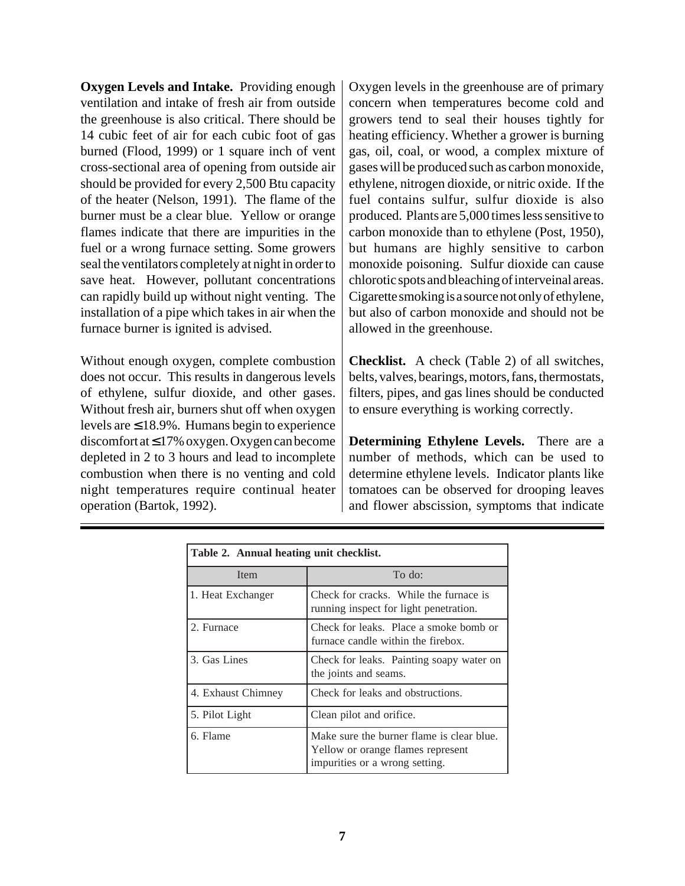**Oxygen Levels and Intake.** Providing enough ventilation and intake of fresh air from outside the greenhouse is also critical. There should be 14 cubic feet of air for each cubic foot of gas burned (Flood, 1999) or 1 square inch of vent cross-sectional area of opening from outside air should be provided for every 2,500 Btu capacity of the heater (Nelson, 1991). The flame of the burner must be a clear blue. Yellow or orange flames indicate that there are impurities in the fuel or a wrong furnace setting. Some growers seal the ventilators completely at night in order to save heat. However, pollutant concentrations can rapidly build up without night venting. The installation of a pipe which takes in air when the furnace burner is ignited is advised.

Without enough oxygen, complete combustion does not occur. This results in dangerous levels of ethylene, sulfur dioxide, and other gases. Without fresh air, burners shut off when oxygen levels are ≤ 18.9%. Humans begin to experience discomfort at ≤ 17% oxygen. Oxygen can become depleted in 2 to 3 hours and lead to incomplete combustion when there is no venting and cold night temperatures require continual heater operation (Bartok, 1992).

Oxygen levels in the greenhouse are of primary concern when temperatures become cold and growers tend to seal their houses tightly for heating efficiency. Whether a grower is burning gas, oil, coal, or wood, a complex mixture of gases will be produced such as carbon monoxide, ethylene, nitrogen dioxide, or nitric oxide. If the fuel contains sulfur, sulfur dioxide is also produced. Plants are 5,000 times less sensitive to carbon monoxide than to ethylene (Post, 1950), but humans are highly sensitive to carbon monoxide poisoning. Sulfur dioxide can cause chlorotic spots and bleaching of interveinal areas. Cigarette smoking is a source not only of ethylene, but also of carbon monoxide and should not be allowed in the greenhouse.

**Checklist.** A check (Table 2) of all switches, belts, valves, bearings, motors, fans, thermostats, filters, pipes, and gas lines should be conducted to ensure everything is working correctly.

**Determining Ethylene Levels.** There are a number of methods, which can be used to determine ethylene levels. Indicator plants like tomatoes can be observed for drooping leaves and flower abscission, symptoms that indicate

**Table 2. Annual heating unit checklist.**

| Item | To do: |
|---|---|
| 1. Heat Exchanger | Check for cracks. While the furnace is running inspect for light penetration. |
| 2. Furnace | Check for leaks. Place a smoke bomb or furnace candle within the firebox. |
| 3. Gas Lines | Check for leaks. Painting soapy water on the joints and seams. |
| 4. Exhaust Chimney | Check for leaks and obstructions. |
| 5. Pilot Light | Clean pilot and orifice. |
| 6. Flame | Make sure the burner flame is clear blue. Yellow or orange flames represent impurities or a wrong setting. |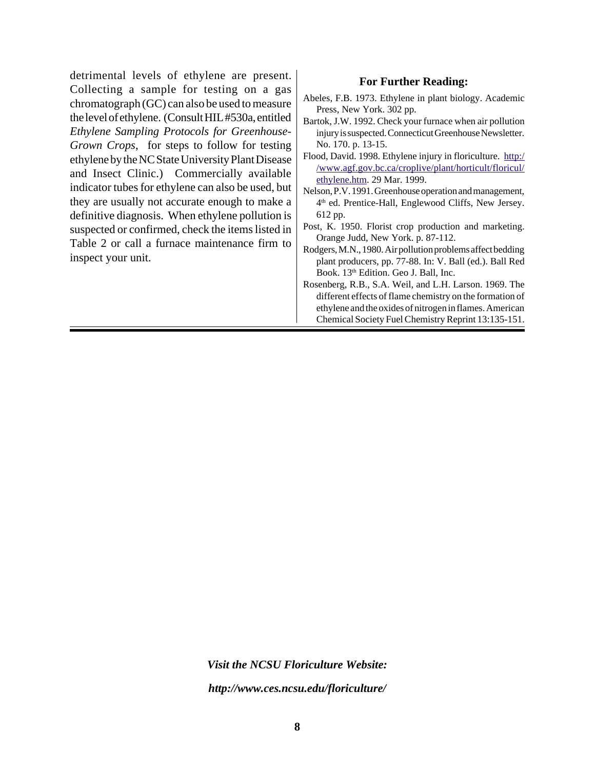detrimental levels of ethylene are present. Collecting a sample for testing on a gas chromatograph (GC) can also be used to measure the level of ethylene. (Consult HIL #530a, entitled *Ethylene Sampling Protocols for Greenhouse-Grown Crops*, for steps to follow for testing ethylene by the NC State University Plant Disease and Insect Clinic.) Commercially available indicator tubes for ethylene can also be used, but they are usually not accurate enough to make a definitive diagnosis. When ethylene pollution is suspected or confirmed, check the items listed in Table 2 or call a furnace maintenance firm to inspect your unit.

## For Further Reading:

Abeles, F.B. 1973. Ethylene in plant biology. Academic Press, New York. 302 pp.

Bartok, J.W. 1992. Check your furnace when air pollution injury is suspected. Connecticut Greenhouse Newsletter. No. 170. p. 13-15.

Flood, David. 1998. Ethylene injury in floriculture. http://www.agf.gov.bc.ca/croplive/plant/horticult/floricul/ethylene.htm. 29 Mar. 1999.

Nelson, P.V. 1991. Greenhouse operation and management, 4th ed. Prentice-Hall, Englewood Cliffs, New Jersey. 612 pp.

Post, K. 1950. Florist crop production and marketing. Orange Judd, New York. p. 87-112.

Rodgers, M.N., 1980. Air pollution problems affect bedding plant producers, pp. 77-88. In: V. Ball (ed.). Ball Red Book. 13th Edition. Geo J. Ball, Inc.

Rosenberg, R.B., S.A. Weil, and L.H. Larson. 1969. The different effects of flame chemistry on the formation of ethylene and the oxides of nitrogen in flames. American Chemical Society Fuel Chemistry Reprint 13:135-151.

***Visit the NCSU Floriculture Website:***

***http://www.ces.ncsu.edu/floriculture/***